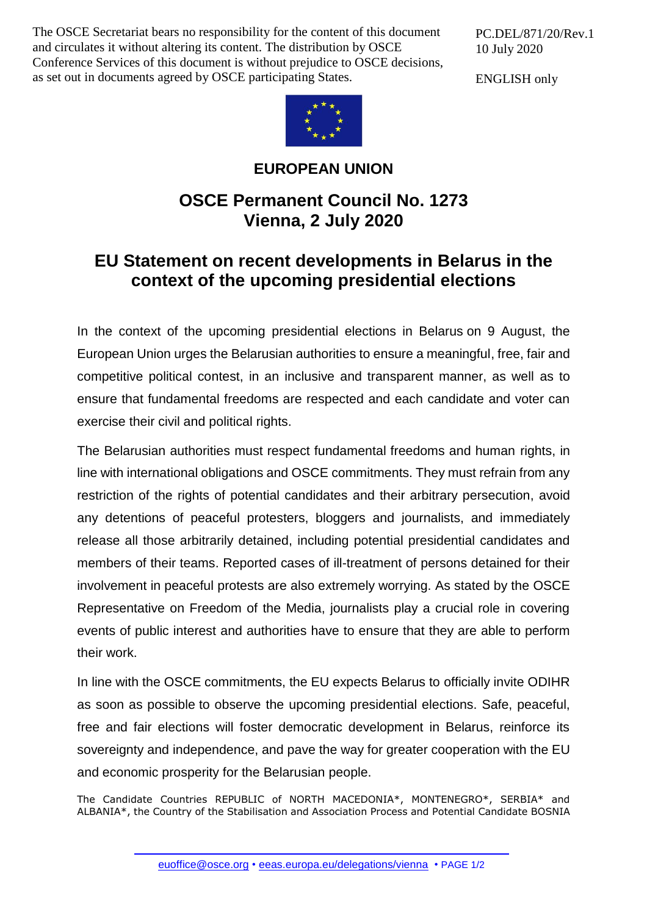The OSCE Secretariat bears no responsibility for the content of this document and circulates it without altering its content. The distribution by OSCE Conference Services of this document is without prejudice to OSCE decisions, as set out in documents agreed by OSCE participating States.

PC.DEL/871/20/Rev.1
10 July 2020

ENGLISH only

**EUROPEAN UNION**

# OSCE Permanent Council No. 1273
# Vienna, 2 July 2020

## EU Statement on recent developments in Belarus in the context of the upcoming presidential elections

In the context of the upcoming presidential elections in Belarus on 9 August, the European Union urges the Belarusian authorities to ensure a meaningful, free, fair and competitive political contest, in an inclusive and transparent manner, as well as to ensure that fundamental freedoms are respected and each candidate and voter can exercise their civil and political rights.

The Belarusian authorities must respect fundamental freedoms and human rights, in line with international obligations and OSCE commitments. They must refrain from any restriction of the rights of potential candidates and their arbitrary persecution, avoid any detentions of peaceful protesters, bloggers and journalists, and immediately release all those arbitrarily detained, including potential presidential candidates and members of their teams. Reported cases of ill-treatment of persons detained for their involvement in peaceful protests are also extremely worrying. As stated by the OSCE Representative on Freedom of the Media, journalists play a crucial role in covering events of public interest and authorities have to ensure that they are able to perform their work.

In line with the OSCE commitments, the EU expects Belarus to officially invite ODIHR as soon as possible to observe the upcoming presidential elections. Safe, peaceful, free and fair elections will foster democratic development in Belarus, reinforce its sovereignty and independence, and pave the way for greater cooperation with the EU and economic prosperity for the Belarusian people.

The Candidate Countries REPUBLIC of NORTH MACEDONIA*, MONTENEGRO*, SERBIA* and ALBANIA*, the Country of the Stabilisation and Association Process and Potential Candidate BOSNIA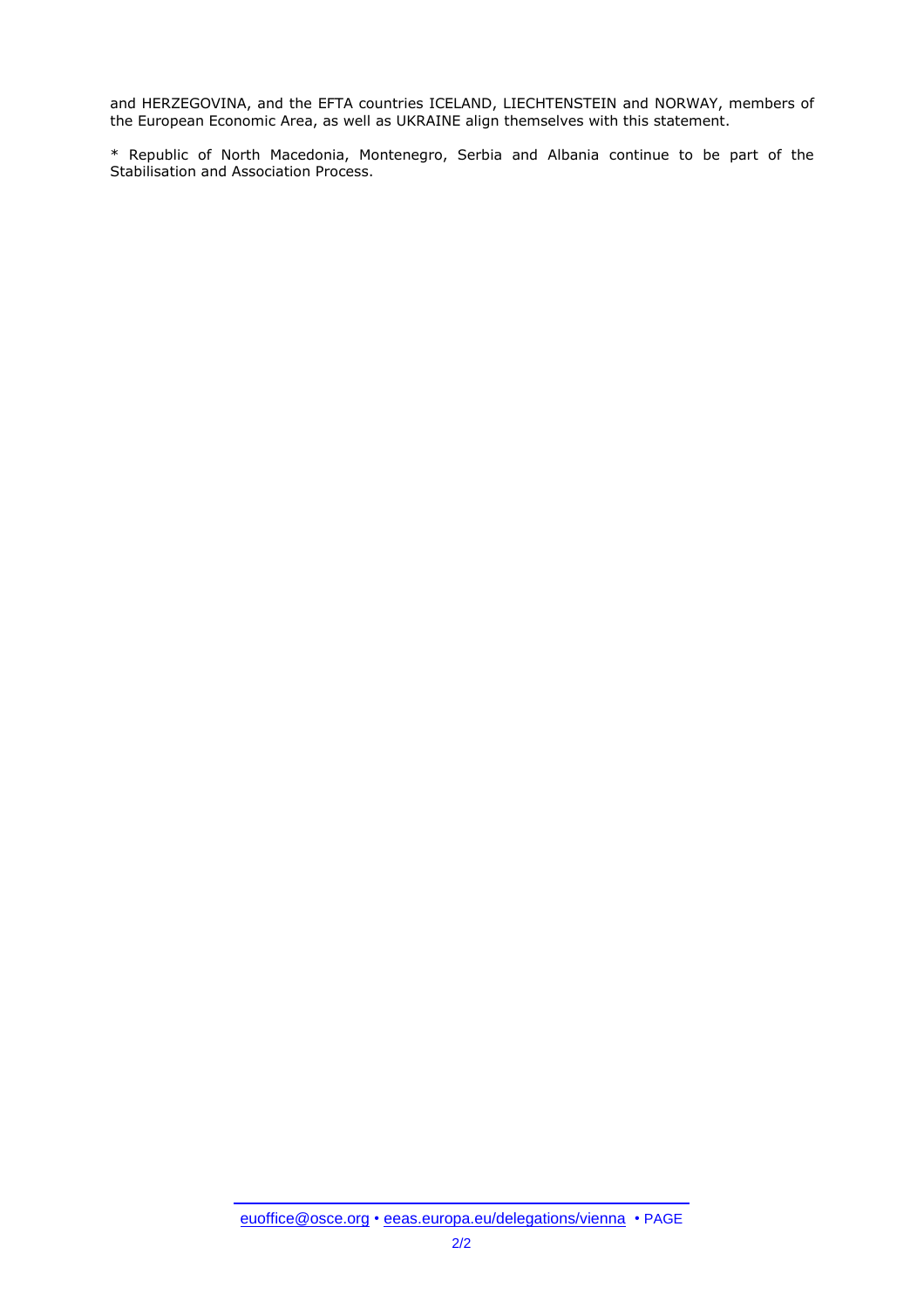and HERZEGOVINA, and the EFTA countries ICELAND, LIECHTENSTEIN and NORWAY, members of the European Economic Area, as well as UKRAINE align themselves with this statement.

* Republic of North Macedonia, Montenegro, Serbia and Albania continue to be part of the Stabilisation and Association Process.